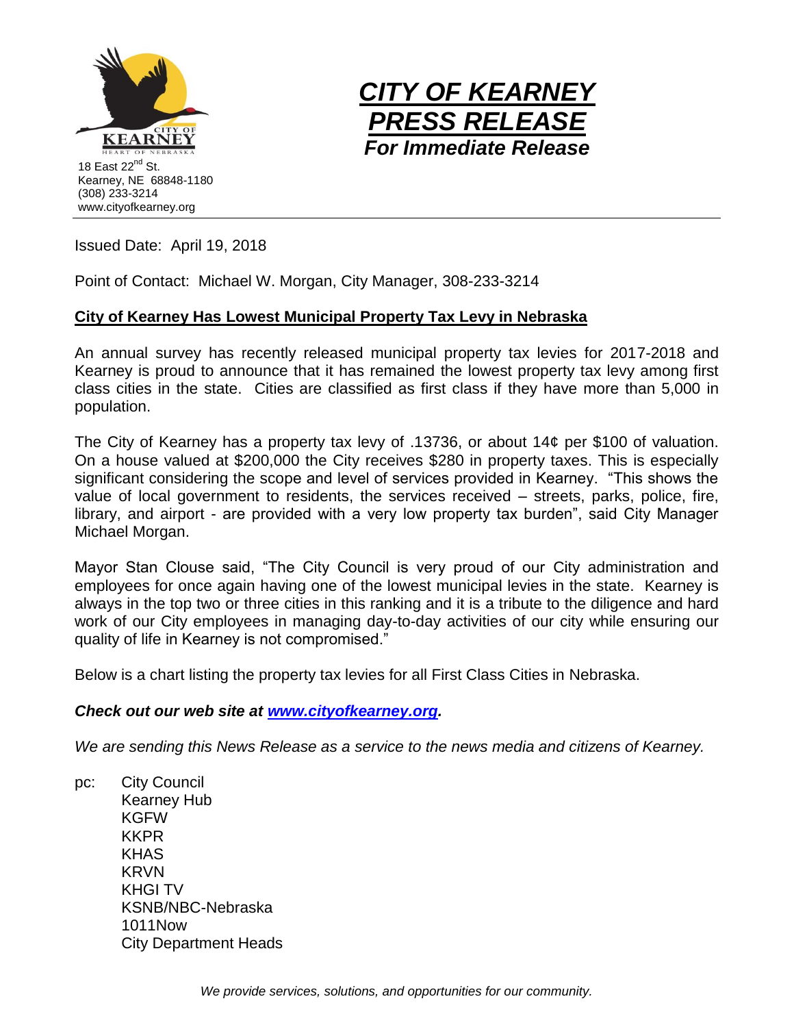18 East 22nd St.
Kearney, NE 68848-1180
(308) 233-3214
www.cityofkearney.org

# *CITY OF KEARNEY PRESS RELEASE*

***For Immediate Release***

---

Issued Date: April 19, 2018

Point of Contact: Michael W. Morgan, City Manager, 308-233-3214

## City of Kearney Has Lowest Municipal Property Tax Levy in Nebraska

An annual survey has recently released municipal property tax levies for 2017-2018 and Kearney is proud to announce that it has remained the lowest property tax levy among first class cities in the state. Cities are classified as first class if they have more than 5,000 in population.

The City of Kearney has a property tax levy of .13736, or about 14¢ per $100 of valuation. On a house valued at $200,000 the City receives $280 in property taxes. This is especially significant considering the scope and level of services provided in Kearney. "This shows the value of local government to residents, the services received – streets, parks, police, fire, library, and airport - are provided with a very low property tax burden", said City Manager Michael Morgan.

Mayor Stan Clouse said, "The City Council is very proud of our City administration and employees for once again having one of the lowest municipal levies in the state. Kearney is always in the top two or three cities in this ranking and it is a tribute to the diligence and hard work of our City employees in managing day-to-day activities of our city while ensuring our quality of life in Kearney is not compromised."

Below is a chart listing the property tax levies for all First Class Cities in Nebraska.

***Check out our web site at [www.cityofkearney.org](http://www.cityofkearney.org).***

*We are sending this News Release as a service to the news media and citizens of Kearney.*

pc:
- City Council
- Kearney Hub
- KGFW
- KKPR
- KHAS
- KRVN
- KHGI TV
- KSNB/NBC-Nebraska
- 1011Now
- City Department Heads

*We provide services, solutions, and opportunities for our community.*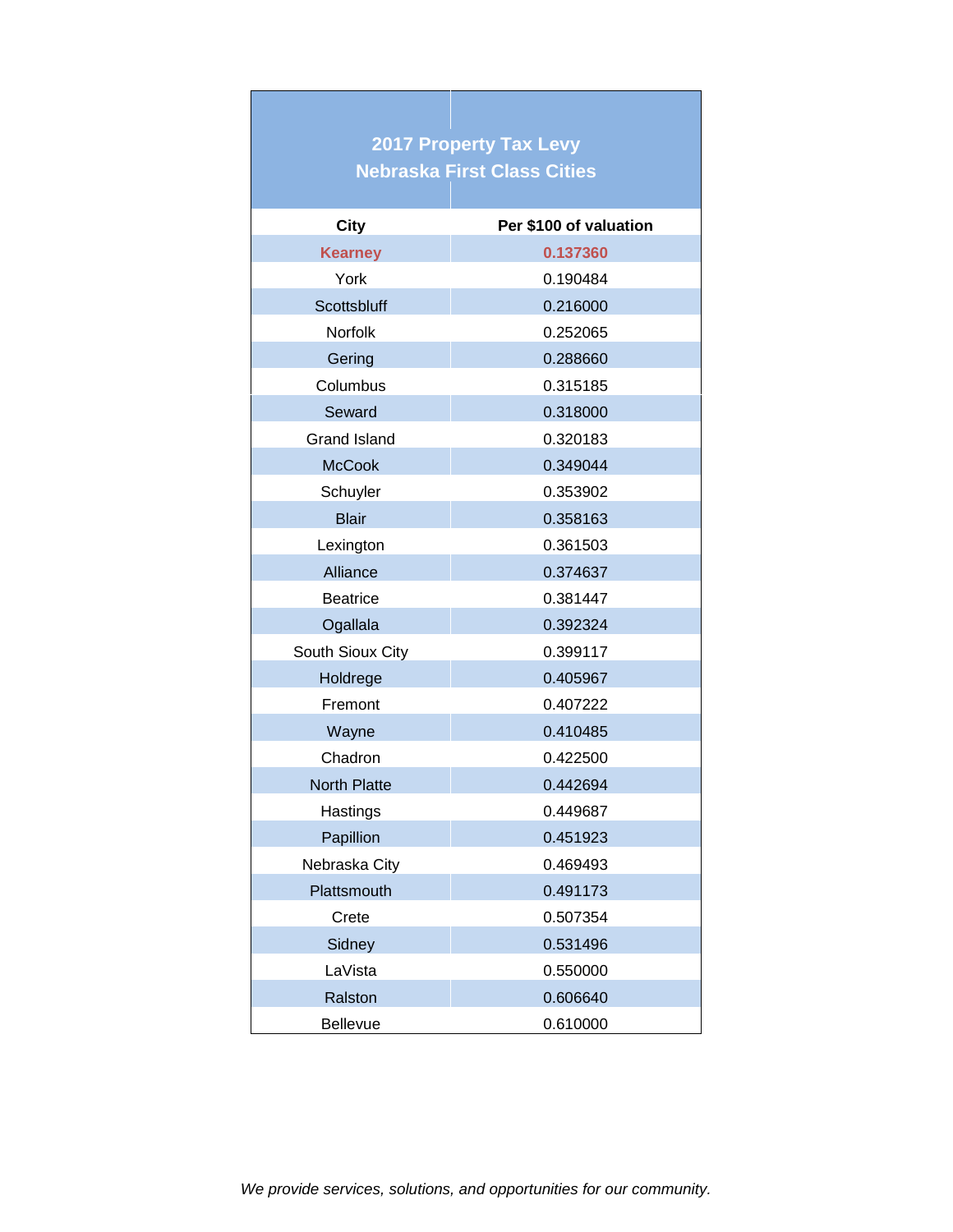## 2017 Property Tax Levy
## Nebraska First Class Cities

| City | Per $100 of valuation |
|---|---|
| **Kearney** | **0.137360** |
| York | 0.190484 |
| Scottsbluff | 0.216000 |
| Norfolk | 0.252065 |
| Gering | 0.288660 |
| Columbus | 0.315185 |
| Seward | 0.318000 |
| Grand Island | 0.320183 |
| McCook | 0.349044 |
| Schuyler | 0.353902 |
| Blair | 0.358163 |
| Lexington | 0.361503 |
| Alliance | 0.374637 |
| Beatrice | 0.381447 |
| Ogallala | 0.392324 |
| South Sioux City | 0.399117 |
| Holdrege | 0.405967 |
| Fremont | 0.407222 |
| Wayne | 0.410485 |
| Chadron | 0.422500 |
| North Platte | 0.442694 |
| Hastings | 0.449687 |
| Papillion | 0.451923 |
| Nebraska City | 0.469493 |
| Plattsmouth | 0.491173 |
| Crete | 0.507354 |
| Sidney | 0.531496 |
| LaVista | 0.550000 |
| Ralston | 0.606640 |
| Bellevue | 0.610000 |

*We provide services, solutions, and opportunities for our community.*